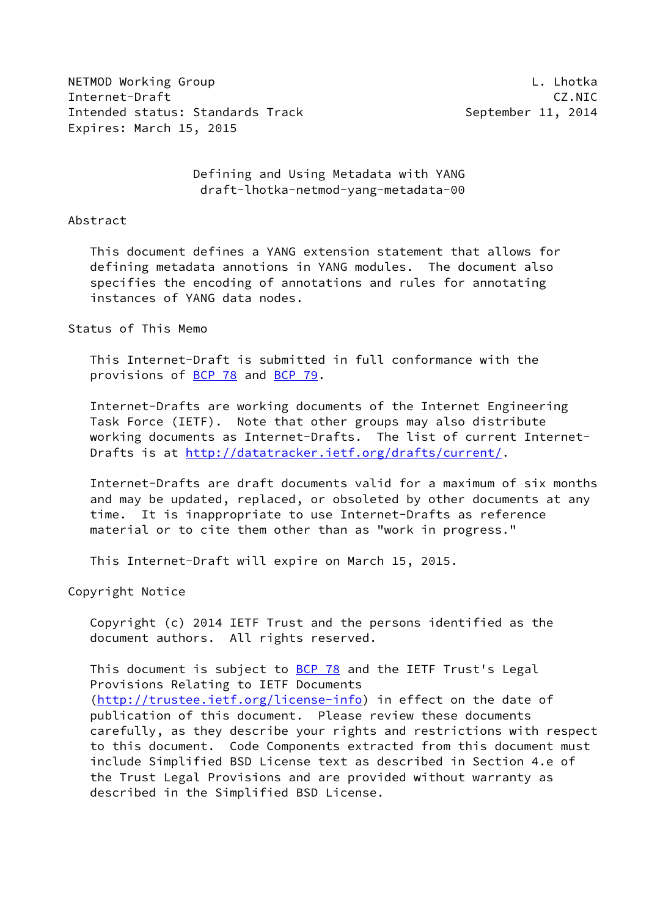NETMOD Working Group L. Lhotka
Internet-Draft CZ.NIC
Intended status: Standards Track September 11, 2014
Expires: March 15, 2015

# Defining and Using Metadata with YANG
draft-lhotka-netmod-yang-metadata-00

## Abstract

This document defines a YANG extension statement that allows for defining metadata annotions in YANG modules. The document also specifies the encoding of annotations and rules for annotating instances of YANG data nodes.

## Status of This Memo

This Internet-Draft is submitted in full conformance with the provisions of BCP 78 and BCP 79.

Internet-Drafts are working documents of the Internet Engineering Task Force (IETF). Note that other groups may also distribute working documents as Internet-Drafts. The list of current Internet-Drafts is at http://datatracker.ietf.org/drafts/current/.

Internet-Drafts are draft documents valid for a maximum of six months and may be updated, replaced, or obsoleted by other documents at any time. It is inappropriate to use Internet-Drafts as reference material or to cite them other than as "work in progress."

This Internet-Draft will expire on March 15, 2015.

## Copyright Notice

Copyright (c) 2014 IETF Trust and the persons identified as the document authors. All rights reserved.

This document is subject to BCP 78 and the IETF Trust's Legal Provisions Relating to IETF Documents (http://trustee.ietf.org/license-info) in effect on the date of publication of this document. Please review these documents carefully, as they describe your rights and restrictions with respect to this document. Code Components extracted from this document must include Simplified BSD License text as described in Section 4.e of the Trust Legal Provisions and are provided without warranty as described in the Simplified BSD License.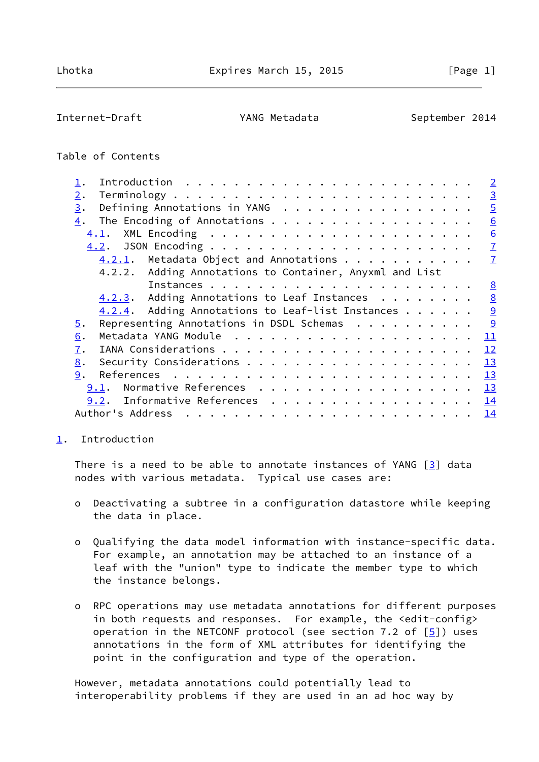Table of Contents

- 1. Introduction . . . . . . . . . . . . . . . . . . . . . . . . 2
- 2. Terminology . . . . . . . . . . . . . . . . . . . . . . . . . 3
- 3. Defining Annotations in YANG . . . . . . . . . . . . . . . . 5
- 4. The Encoding of Annotations . . . . . . . . . . . . . . . . . 6
  - 4.1. XML Encoding . . . . . . . . . . . . . . . . . . . . . . 6
  - 4.2. JSON Encoding . . . . . . . . . . . . . . . . . . . . . . 7
    - 4.2.1. Metadata Object and Annotations . . . . . . . . . . . 7
    - 4.2.2. Adding Annotations to Container, Anyxml and List Instances . . . . . . . . . . . . . . . . . . . . . 8
    - 4.2.3. Adding Annotations to Leaf Instances . . . . . . . . 8
    - 4.2.4. Adding Annotations to Leaf-list Instances . . . . . . 9
- 5. Representing Annotations in DSDL Schemas . . . . . . . . . . 9
- 6. Metadata YANG Module . . . . . . . . . . . . . . . . . . . . 11
- 7. IANA Considerations . . . . . . . . . . . . . . . . . . . . . 12
- 8. Security Considerations . . . . . . . . . . . . . . . . . . . 13
- 9. References . . . . . . . . . . . . . . . . . . . . . . . . . 13
  - 9.1. Normative References . . . . . . . . . . . . . . . . . . 13
  - 9.2. Informative References . . . . . . . . . . . . . . . . . 14
- Author's Address . . . . . . . . . . . . . . . . . . . . . . . . 14

## 1. Introduction

There is a need to be able to annotate instances of YANG [3] data nodes with various metadata. Typical use cases are:

- Deactivating a subtree in a configuration datastore while keeping the data in place.

- Qualifying the data model information with instance-specific data. For example, an annotation may be attached to an instance of a leaf with the "union" type to indicate the member type to which the instance belongs.

- RPC operations may use metadata annotations for different purposes in both requests and responses. For example, the <edit-config> operation in the NETCONF protocol (see section 7.2 of [5]) uses annotations in the form of XML attributes for identifying the point in the configuration and type of the operation.

However, metadata annotations could potentially lead to interoperability problems if they are used in an ad hoc way by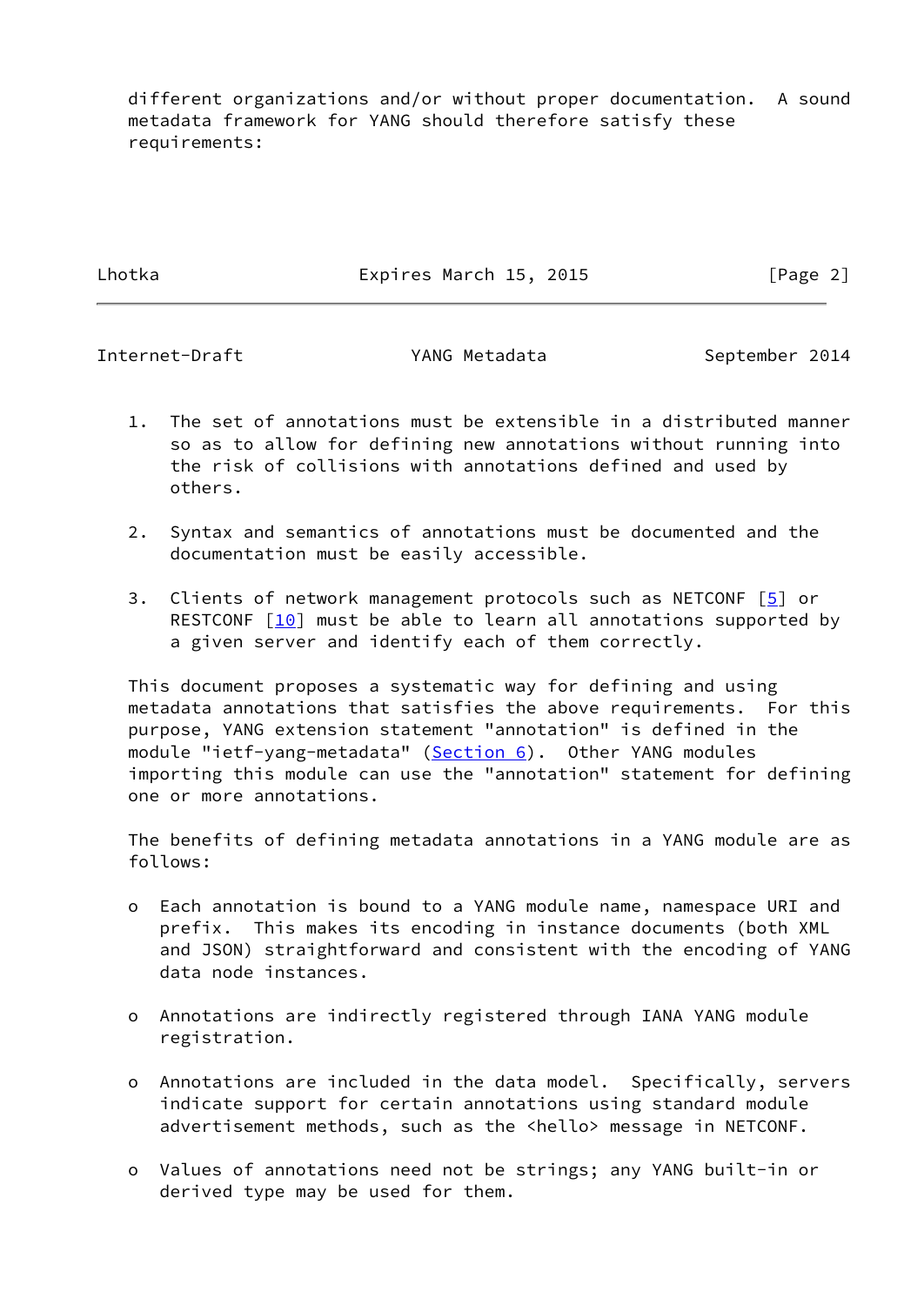different organizations and/or without proper documentation. A sound metadata framework for YANG should therefore satisfy these requirements:

1. The set of annotations must be extensible in a distributed manner so as to allow for defining new annotations without running into the risk of collisions with annotations defined and used by others.

2. Syntax and semantics of annotations must be documented and the documentation must be easily accessible.

3. Clients of network management protocols such as NETCONF [5] or RESTCONF [10] must be able to learn all annotations supported by a given server and identify each of them correctly.

This document proposes a systematic way for defining and using metadata annotations that satisfies the above requirements. For this purpose, YANG extension statement "annotation" is defined in the module "ietf-yang-metadata" (Section 6). Other YANG modules importing this module can use the "annotation" statement for defining one or more annotations.

The benefits of defining metadata annotations in a YANG module are as follows:

- Each annotation is bound to a YANG module name, namespace URI and prefix. This makes its encoding in instance documents (both XML and JSON) straightforward and consistent with the encoding of YANG data node instances.

- Annotations are indirectly registered through IANA YANG module registration.

- Annotations are included in the data model. Specifically, servers indicate support for certain annotations using standard module advertisement methods, such as the <hello> message in NETCONF.

- Values of annotations need not be strings; any YANG built-in or derived type may be used for them.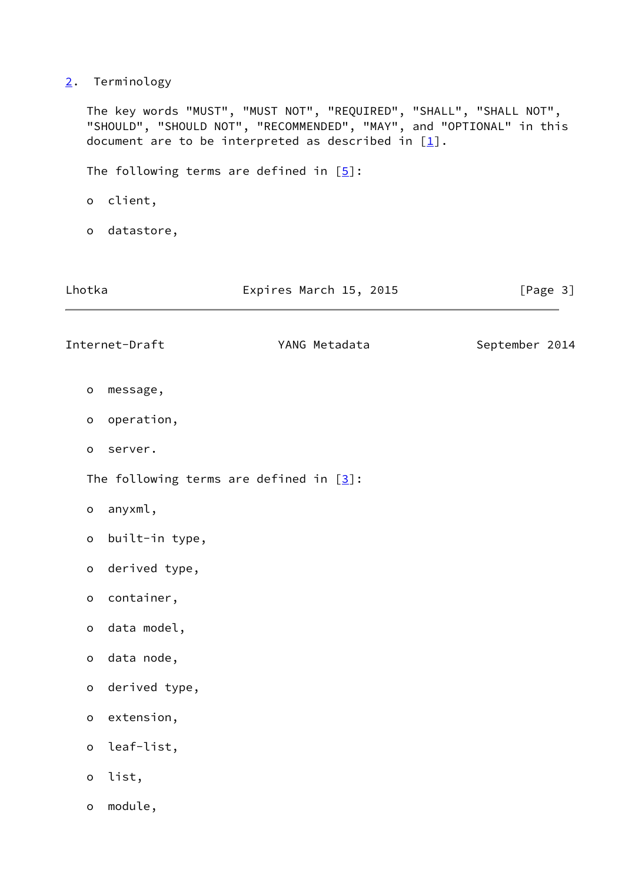## 2. Terminology

The key words "MUST", "MUST NOT", "REQUIRED", "SHALL", "SHALL NOT", "SHOULD", "SHOULD NOT", "RECOMMENDED", "MAY", and "OPTIONAL" in this document are to be interpreted as described in [1].

The following terms are defined in [5]:

- client,
- datastore,
- message,
- operation,
- server.

The following terms are defined in [3]:

- anyxml,
- built-in type,
- derived type,
- container,
- data model,
- data node,
- derived type,
- extension,
- leaf-list,
- list,
- module,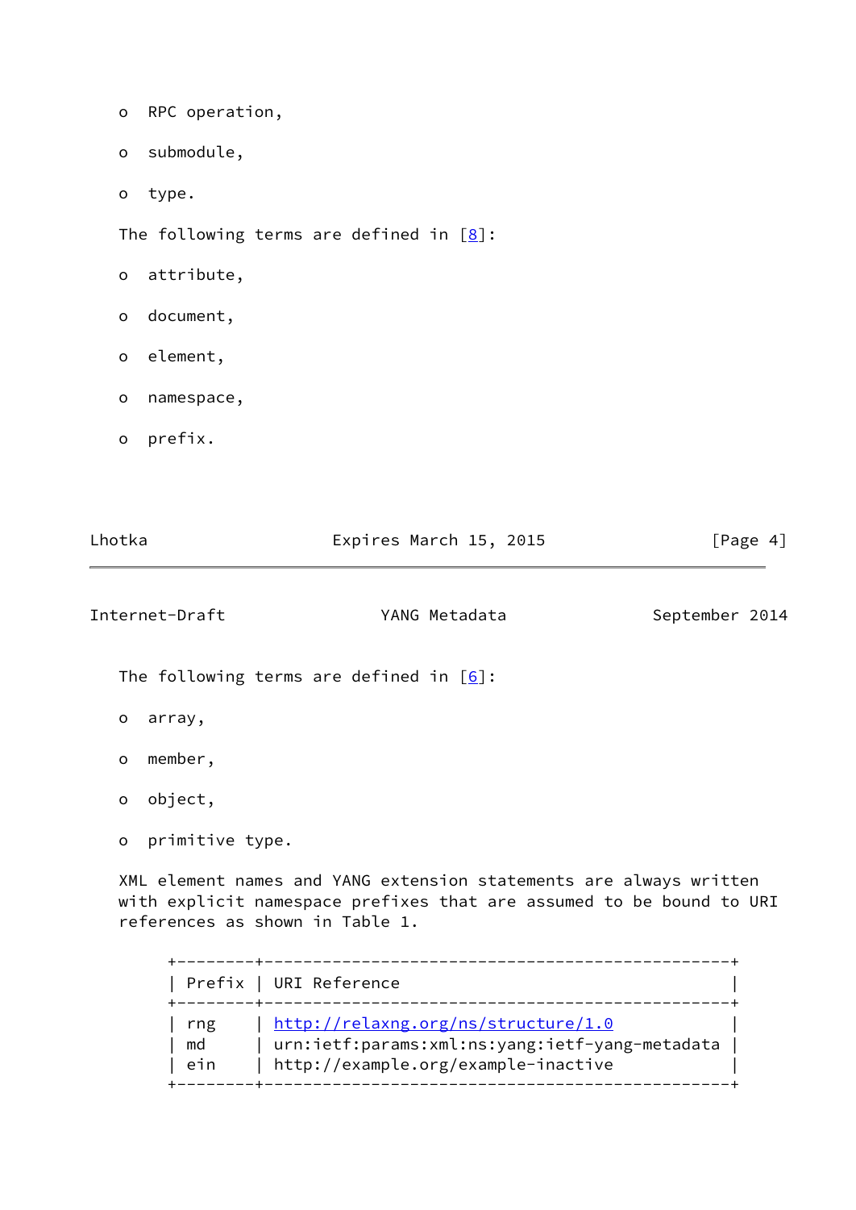- RPC operation,
- submodule,
- type.

The following terms are defined in [8]:

- attribute,
- document,
- element,
- namespace,
- prefix.

The following terms are defined in [6]:

- array,
- member,
- object,
- primitive type.

XML element names and YANG extension statements are always written with explicit namespace prefixes that are assumed to be bound to URI references as shown in Table 1.

| Prefix | URI Reference |
|---|---|
| rng | http://relaxng.org/ns/structure/1.0 |
| md | urn:ietf:params:xml:ns:yang:ietf-yang-metadata |
| ein | http://example.org/example-inactive |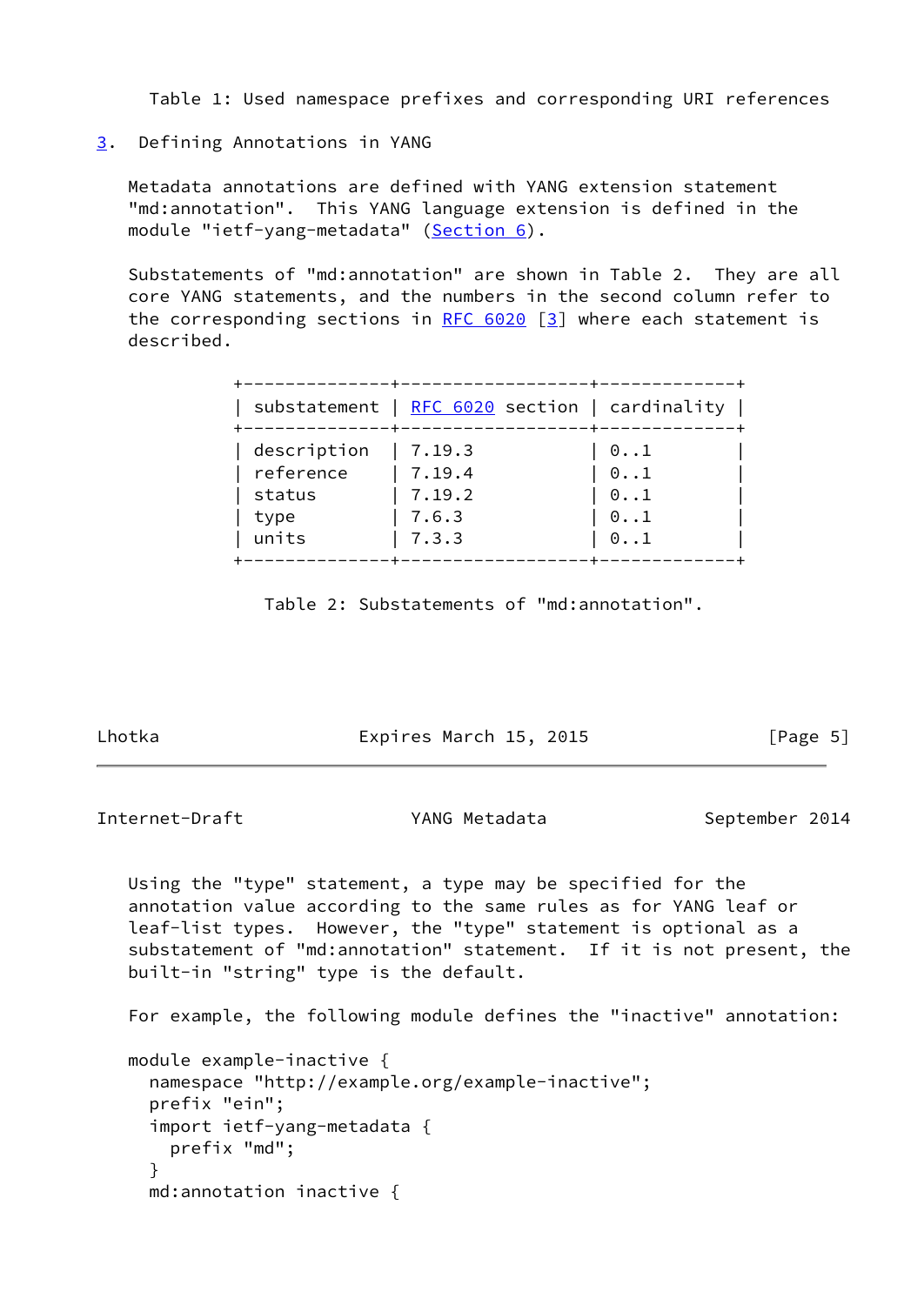Table 1: Used namespace prefixes and corresponding URI references

## 3. Defining Annotations in YANG

Metadata annotations are defined with YANG extension statement "md:annotation". This YANG language extension is defined in the module "ietf-yang-metadata" (Section 6).

Substatements of "md:annotation" are shown in Table 2. They are all core YANG statements, and the numbers in the second column refer to the corresponding sections in RFC 6020 [3] where each statement is described.

| substatement | RFC 6020 section | cardinality |
|---|---|---|
| description | 7.19.3 | 0..1 |
| reference | 7.19.4 | 0..1 |
| status | 7.19.2 | 0..1 |
| type | 7.6.3 | 0..1 |
| units | 7.3.3 | 0..1 |

Table 2: Substatements of "md:annotation".

Using the "type" statement, a type may be specified for the annotation value according to the same rules as for YANG leaf or leaf-list types. However, the "type" statement is optional as a substatement of "md:annotation" statement. If it is not present, the built-in "string" type is the default.

For example, the following module defines the "inactive" annotation:

```
module example-inactive {
  namespace "http://example.org/example-inactive";
  prefix "ein";
  import ietf-yang-metadata {
    prefix "md";
  }
  md:annotation inactive {
```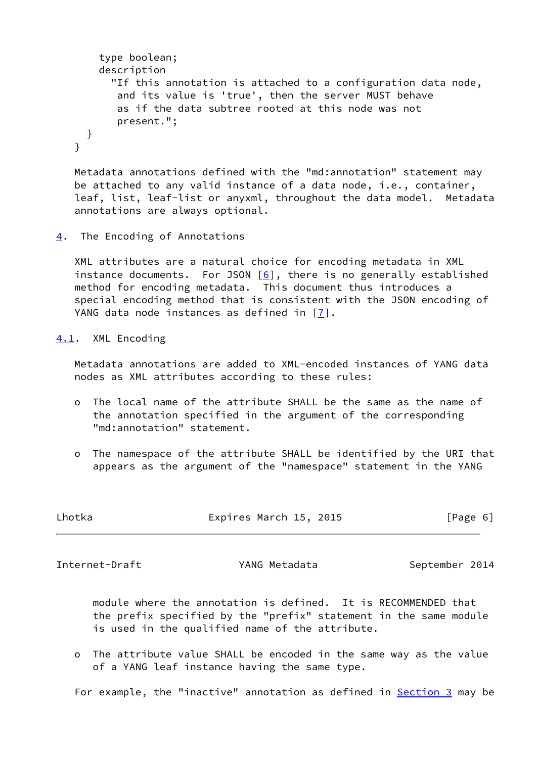```
      type boolean;
      description
        "If this annotation is attached to a configuration data node,
         and its value is 'true', then the server MUST behave
         as if the data subtree rooted at this node was not
         present.";
    }
  }
```

Metadata annotations defined with the "md:annotation" statement may be attached to any valid instance of a data node, i.e., container, leaf, list, leaf-list or anyxml, throughout the data model. Metadata annotations are always optional.

## 4. The Encoding of Annotations

XML attributes are a natural choice for encoding metadata in XML instance documents. For JSON [6], there is no generally established method for encoding metadata. This document thus introduces a special encoding method that is consistent with the JSON encoding of YANG data node instances as defined in [7].

### 4.1. XML Encoding

Metadata annotations are added to XML-encoded instances of YANG data nodes as XML attributes according to these rules:

- The local name of the attribute SHALL be the same as the name of the annotation specified in the argument of the corresponding "md:annotation" statement.

- The namespace of the attribute SHALL be identified by the URI that appears as the argument of the "namespace" statement in the YANG module where the annotation is defined. It is RECOMMENDED that the prefix specified by the "prefix" statement in the same module is used in the qualified name of the attribute.

- The attribute value SHALL be encoded in the same way as the value of a YANG leaf instance having the same type.

For example, the "inactive" annotation as defined in Section 3 may be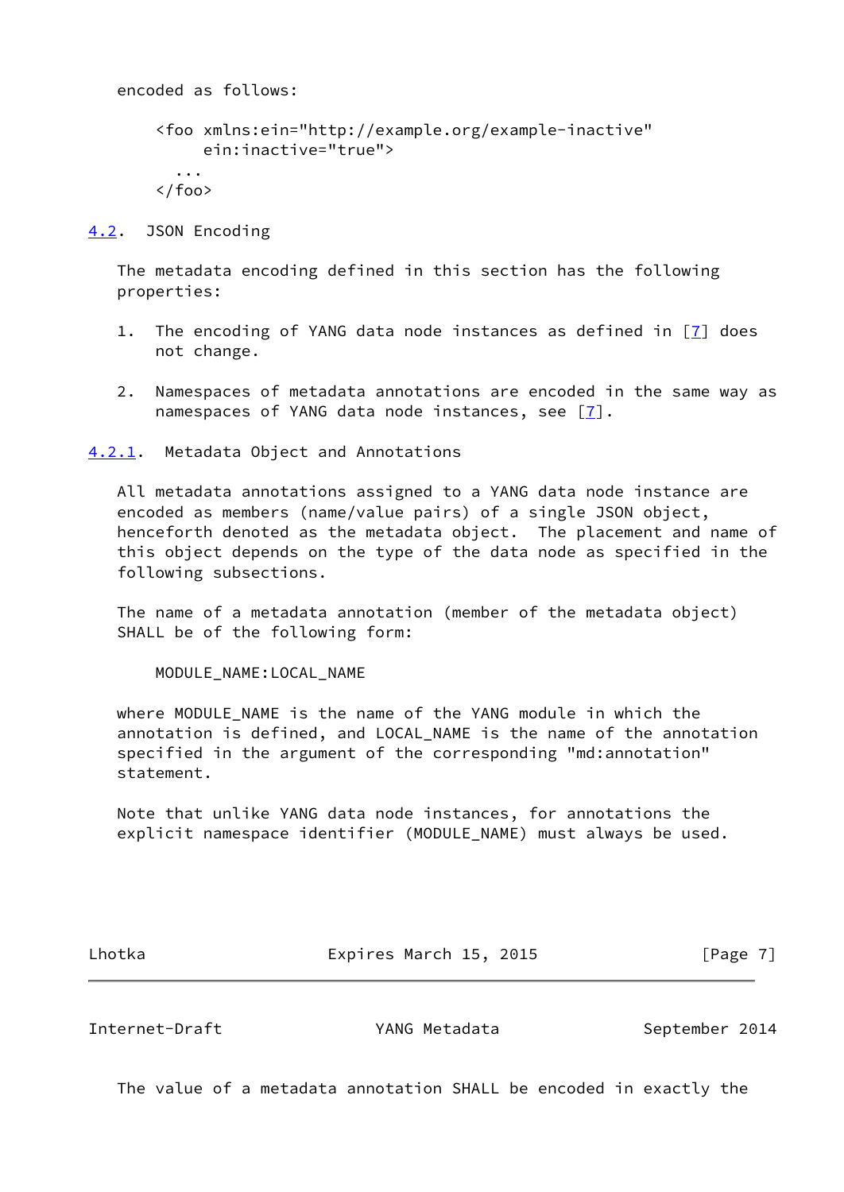encoded as follows:

```
<foo xmlns:ein="http://example.org/example-inactive"
     ein:inactive="true">
  ...
</foo>
```

### 4.2. JSON Encoding

The metadata encoding defined in this section has the following properties:

1. The encoding of YANG data node instances as defined in [7] does not change.

2. Namespaces of metadata annotations are encoded in the same way as namespaces of YANG data node instances, see [7].

#### 4.2.1. Metadata Object and Annotations

All metadata annotations assigned to a YANG data node instance are encoded as members (name/value pairs) of a single JSON object, henceforth denoted as the metadata object. The placement and name of this object depends on the type of the data node as specified in the following subsections.

The name of a metadata annotation (member of the metadata object) SHALL be of the following form:

```
MODULE_NAME:LOCAL_NAME
```

where MODULE_NAME is the name of the YANG module in which the annotation is defined, and LOCAL_NAME is the name of the annotation specified in the argument of the corresponding "md:annotation" statement.

Note that unlike YANG data node instances, for annotations the explicit namespace identifier (MODULE_NAME) must always be used.

The value of a metadata annotation SHALL be encoded in exactly the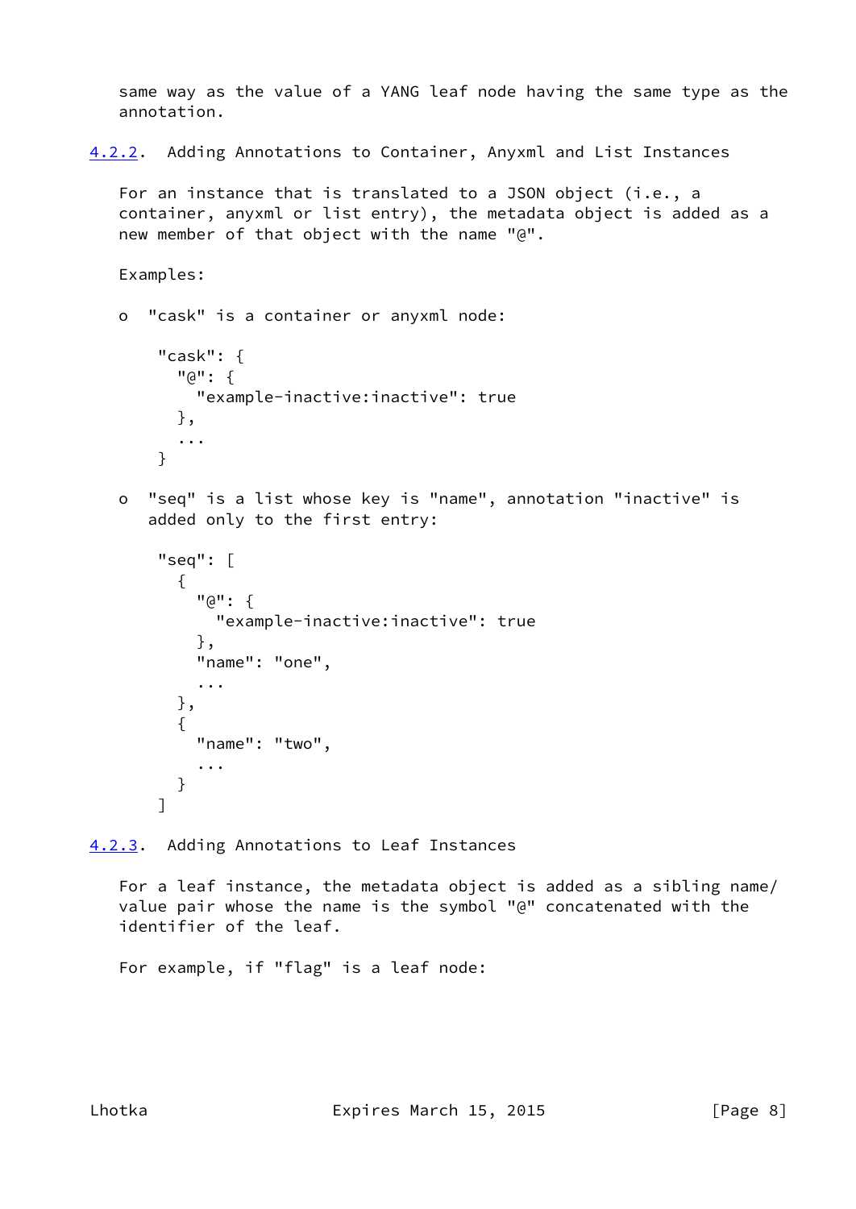same way as the value of a YANG leaf node having the same type as the annotation.

### 4.2.2. Adding Annotations to Container, Anyxml and List Instances

For an instance that is translated to a JSON object (i.e., a container, anyxml or list entry), the metadata object is added as a new member of that object with the name "@".

Examples:

- "cask" is a container or anyxml node:

```
"cask": {
  "@": {
    "example-inactive:inactive": true
  },
  ...
}
```

- "seq" is a list whose key is "name", annotation "inactive" is added only to the first entry:

```
"seq": [
  {
    "@": {
      "example-inactive:inactive": true
    },
    "name": "one",
    ...
  },
  {
    "name": "two",
    ...
  }
]
```

### 4.2.3. Adding Annotations to Leaf Instances

For a leaf instance, the metadata object is added as a sibling name/value pair whose the name is the symbol "@" concatenated with the identifier of the leaf.

For example, if "flag" is a leaf node: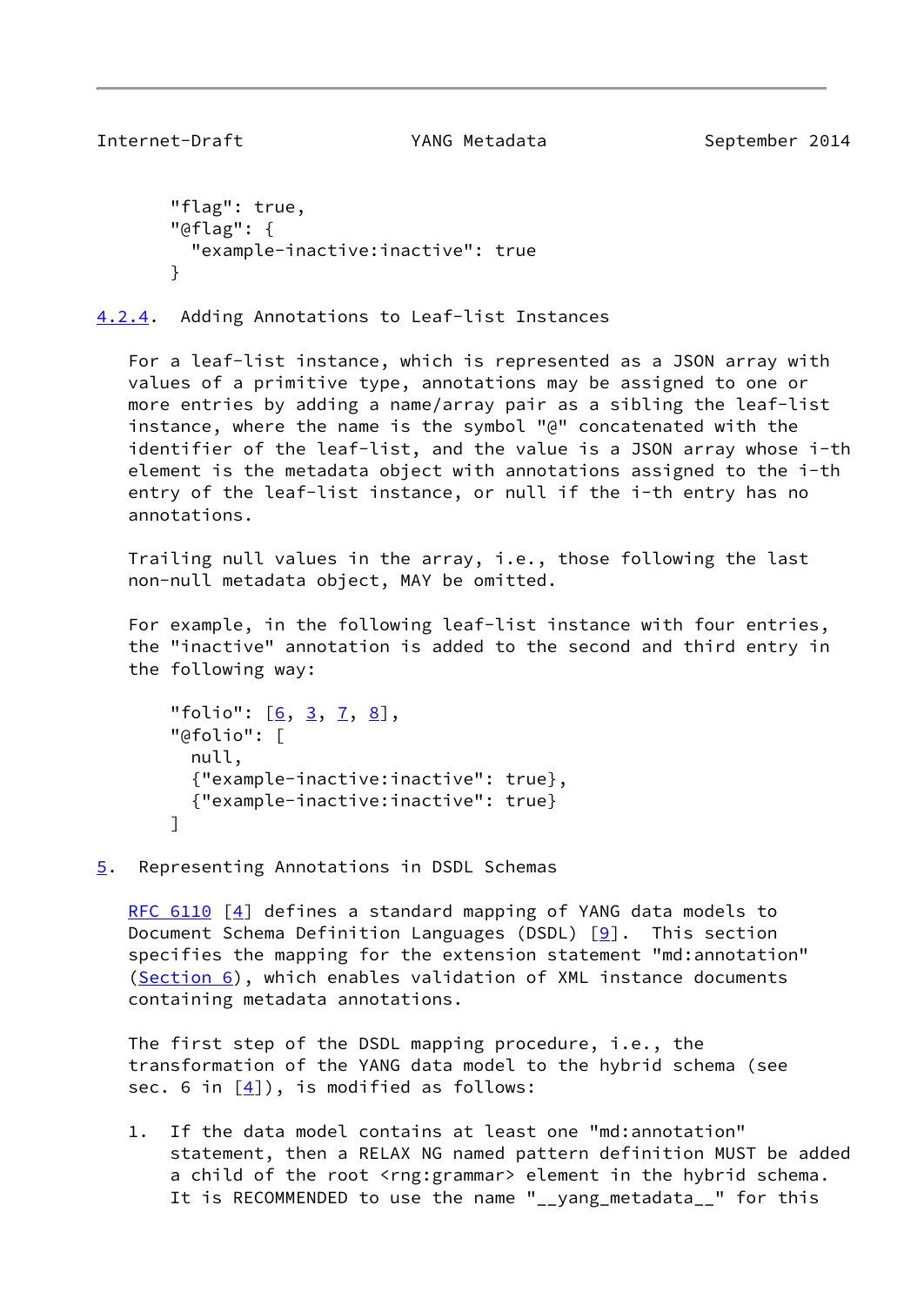```
"flag": true,
"@flag": {
  "example-inactive:inactive": true
}
```

### 4.2.4. Adding Annotations to Leaf-list Instances

For a leaf-list instance, which is represented as a JSON array with values of a primitive type, annotations may be assigned to one or more entries by adding a name/array pair as a sibling the leaf-list instance, where the name is the symbol "@" concatenated with the identifier of the leaf-list, and the value is a JSON array whose i-th element is the metadata object with annotations assigned to the i-th entry of the leaf-list instance, or null if the i-th entry has no annotations.

Trailing null values in the array, i.e., those following the last non-null metadata object, MAY be omitted.

For example, in the following leaf-list instance with four entries, the "inactive" annotation is added to the second and third entry in the following way:

```
"folio": [6, 3, 7, 8],
"@folio": [
  null,
  {"example-inactive:inactive": true},
  {"example-inactive:inactive": true}
]
```

## 5. Representing Annotations in DSDL Schemas

RFC 6110 [4] defines a standard mapping of YANG data models to Document Schema Definition Languages (DSDL) [9]. This section specifies the mapping for the extension statement "md:annotation" (Section 6), which enables validation of XML instance documents containing metadata annotations.

The first step of the DSDL mapping procedure, i.e., the transformation of the YANG data model to the hybrid schema (see sec. 6 in [4]), is modified as follows:

1. If the data model contains at least one "md:annotation" statement, then a RELAX NG named pattern definition MUST be added a child of the root <rng:grammar> element in the hybrid schema. It is RECOMMENDED to use the name "__yang_metadata__" for this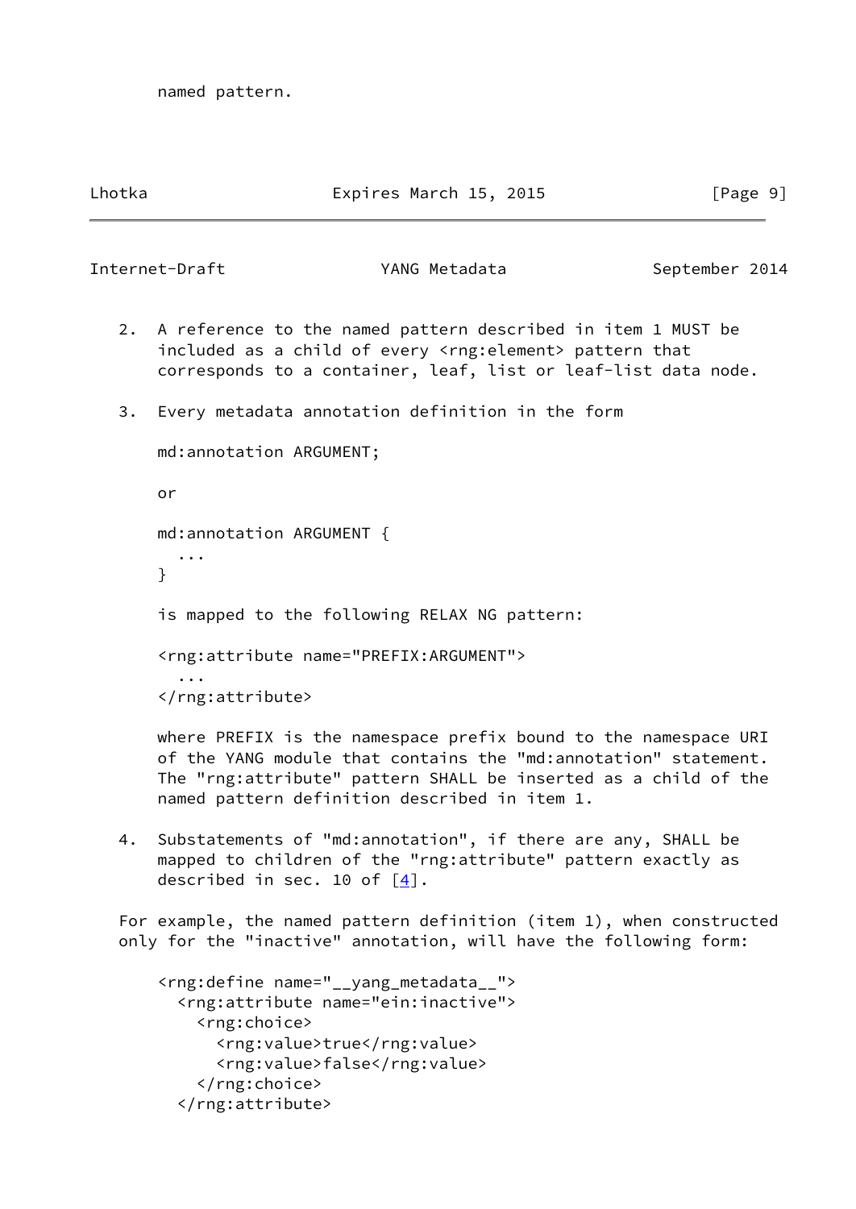named pattern.

2. A reference to the named pattern described in item 1 MUST be included as a child of every <rng:element> pattern that corresponds to a container, leaf, list or leaf-list data node.

3. Every metadata annotation definition in the form

   ```
   md:annotation ARGUMENT;
   ```

   or

   ```
   md:annotation ARGUMENT {
     ...
   }
   ```

   is mapped to the following RELAX NG pattern:

   ```
   <rng:attribute name="PREFIX:ARGUMENT">
     ...
   </rng:attribute>
   ```

   where PREFIX is the namespace prefix bound to the namespace URI of the YANG module that contains the "md:annotation" statement. The "rng:attribute" pattern SHALL be inserted as a child of the named pattern definition described in item 1.

4. Substatements of "md:annotation", if there are any, SHALL be mapped to children of the "rng:attribute" pattern exactly as described in sec. 10 of [4].

For example, the named pattern definition (item 1), when constructed only for the "inactive" annotation, will have the following form:

```
<rng:define name="__yang_metadata__">
  <rng:attribute name="ein:inactive">
    <rng:choice>
      <rng:value>true</rng:value>
      <rng:value>false</rng:value>
    </rng:choice>
  </rng:attribute>
```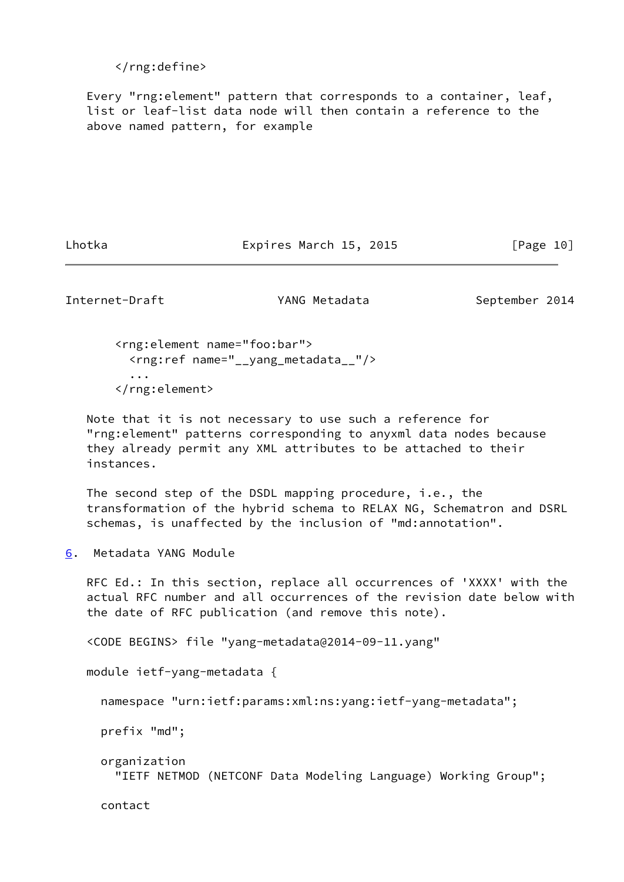```
</rng:define>
```

Every "rng:element" pattern that corresponds to a container, leaf, list or leaf-list data node will then contain a reference to the above named pattern, for example

```
<rng:element name="foo:bar">
  <rng:ref name="__yang_metadata__"/>
  ...
</rng:element>
```

Note that it is not necessary to use such a reference for "rng:element" patterns corresponding to anyxml data nodes because they already permit any XML attributes to be attached to their instances.

The second step of the DSDL mapping procedure, i.e., the transformation of the hybrid schema to RELAX NG, Schematron and DSRL schemas, is unaffected by the inclusion of "md:annotation".

## 6. Metadata YANG Module

RFC Ed.: In this section, replace all occurrences of 'XXXX' with the actual RFC number and all occurrences of the revision date below with the date of RFC publication (and remove this note).

<CODE BEGINS> file "yang-metadata@2014-09-11.yang"

```
module ietf-yang-metadata {

  namespace "urn:ietf:params:xml:ns:yang:ietf-yang-metadata";

  prefix "md";

  organization
    "IETF NETMOD (NETCONF Data Modeling Language) Working Group";

  contact
```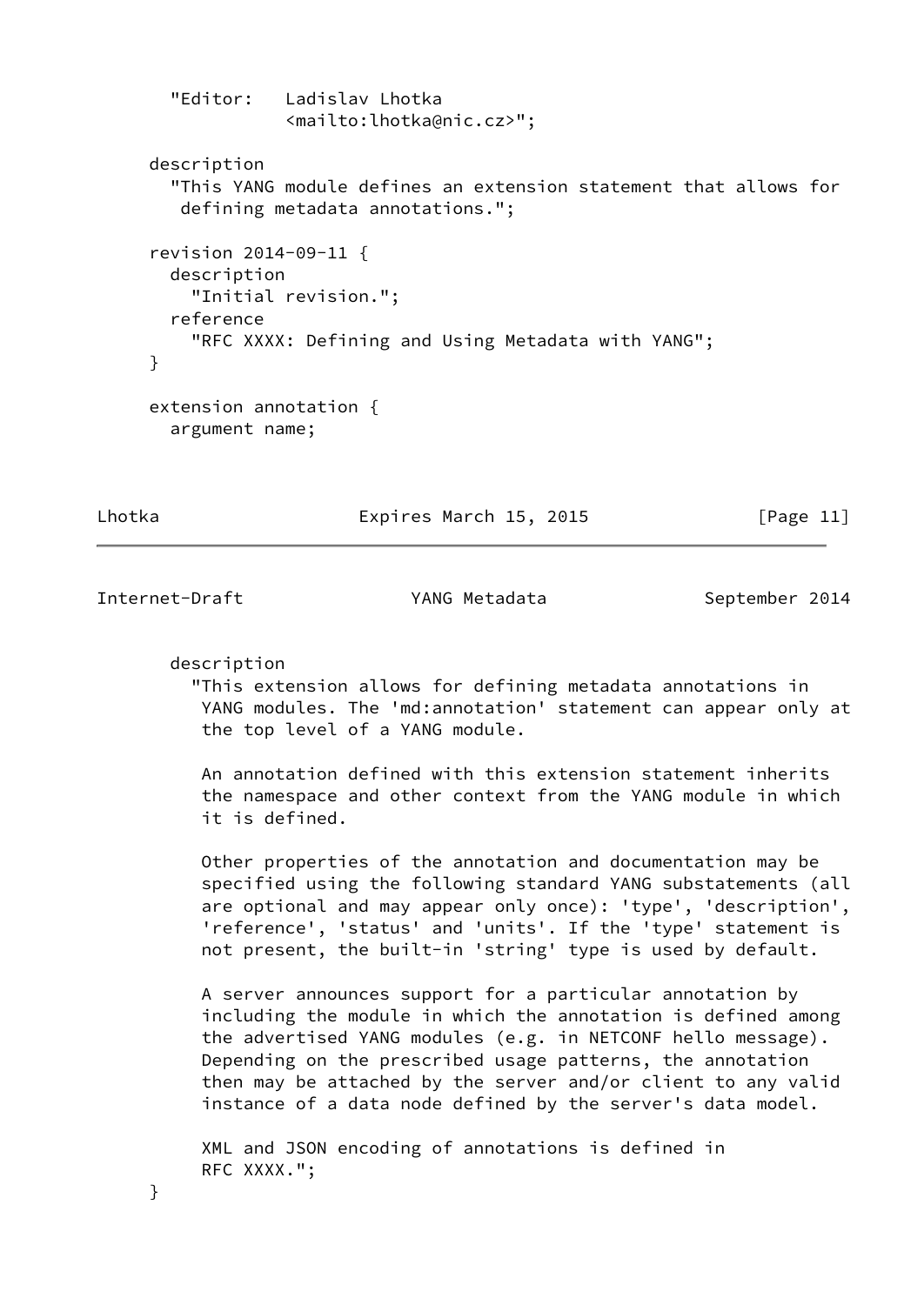```
       "Editor:   Ladislav Lhotka
                  <mailto:lhotka@nic.cz>";

     description
       "This YANG module defines an extension statement that allows for
        defining metadata annotations.";

     revision 2014-09-11 {
       description
         "Initial revision.";
       reference
         "RFC XXXX: Defining and Using Metadata with YANG";
     }

     extension annotation {
       argument name;
```

```
       description
         "This extension allows for defining metadata annotations in
          YANG modules. The 'md:annotation' statement can appear only at
          the top level of a YANG module.

          An annotation defined with this extension statement inherits
          the namespace and other context from the YANG module in which
          it is defined.

          Other properties of the annotation and documentation may be
          specified using the following standard YANG substatements (all
          are optional and may appear only once): 'type', 'description',
          'reference', 'status' and 'units'. If the 'type' statement is
          not present, the built-in 'string' type is used by default.

          A server announces support for a particular annotation by
          including the module in which the annotation is defined among
          the advertised YANG modules (e.g. in NETCONF hello message).
          Depending on the prescribed usage patterns, the annotation
          then may be attached by the server and/or client to any valid
          instance of a data node defined by the server's data model.

          XML and JSON encoding of annotations is defined in
          RFC XXXX.";
     }
```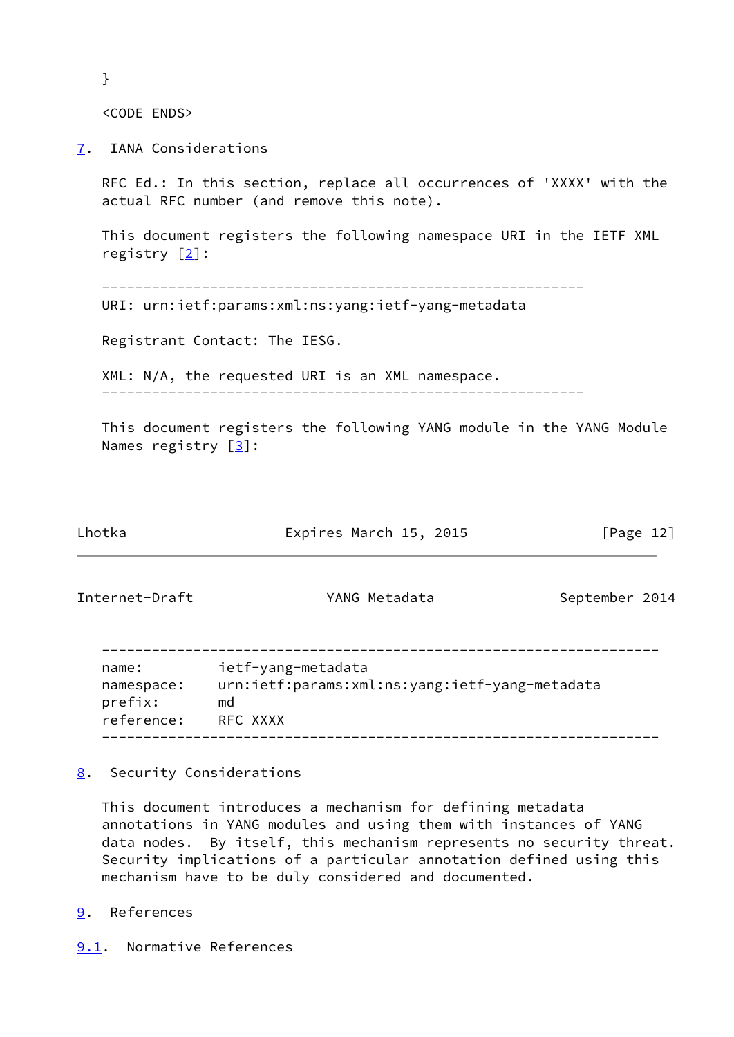```
}

<CODE ENDS>
```

## 7. IANA Considerations

RFC Ed.: In this section, replace all occurrences of 'XXXX' with the actual RFC number (and remove this note).

This document registers the following namespace URI in the IETF XML registry [2]:

```
----------------------------------------------------------
URI: urn:ietf:params:xml:ns:yang:ietf-yang-metadata

Registrant Contact: The IESG.

XML: N/A, the requested URI is an XML namespace.
----------------------------------------------------------
```

This document registers the following YANG module in the YANG Module Names registry [3]:

```
-------------------------------------------------------------------
name:         ietf-yang-metadata
namespace:    urn:ietf:params:xml:ns:yang:ietf-yang-metadata
prefix:       md
reference:    RFC XXXX
-------------------------------------------------------------------
```

## 8. Security Considerations

This document introduces a mechanism for defining metadata annotations in YANG modules and using them with instances of YANG data nodes. By itself, this mechanism represents no security threat. Security implications of a particular annotation defined using this mechanism have to be duly considered and documented.

## 9. References

### 9.1. Normative References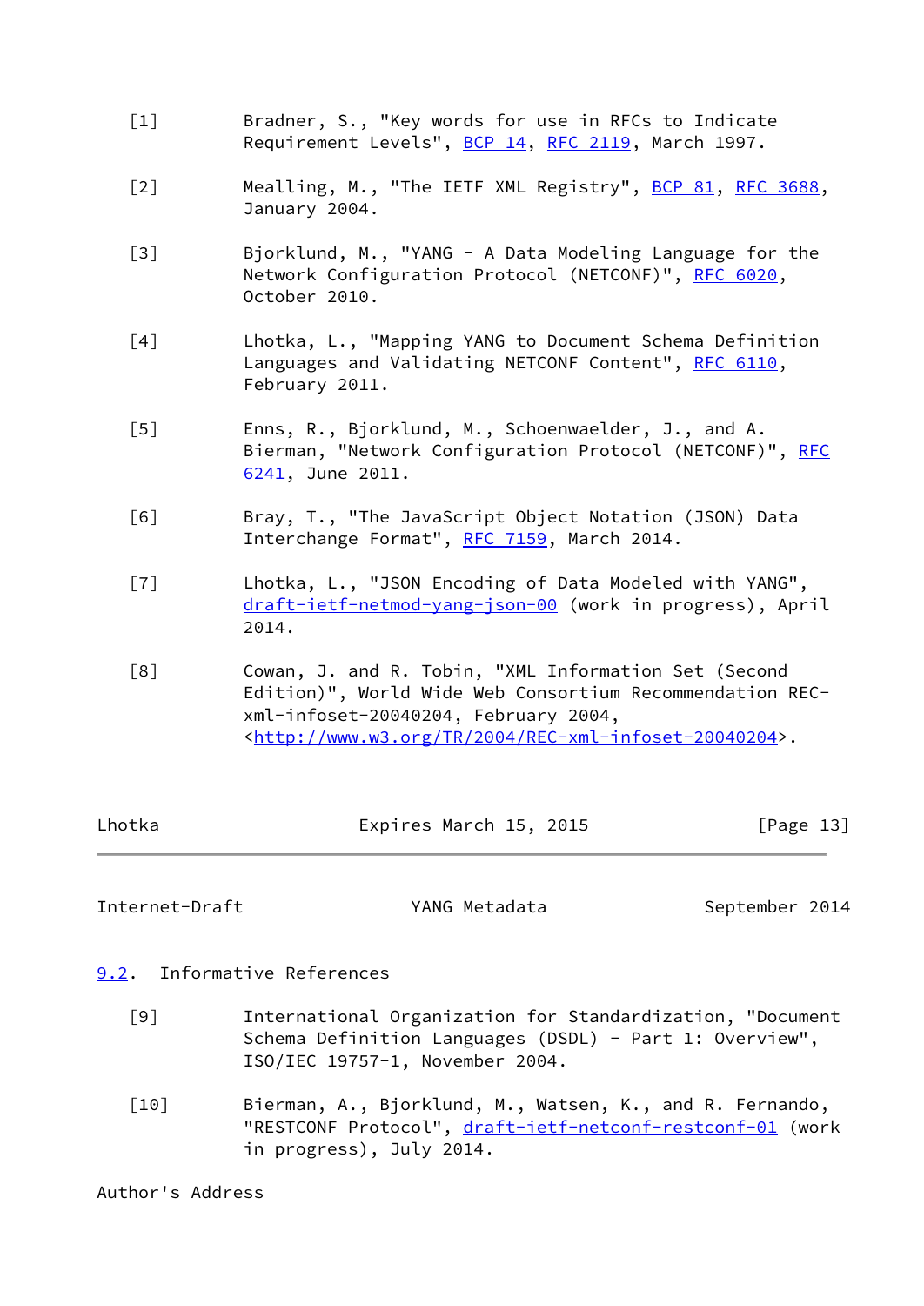[1] Bradner, S., "Key words for use in RFCs to Indicate Requirement Levels", BCP 14, RFC 2119, March 1997.

[2] Mealling, M., "The IETF XML Registry", BCP 81, RFC 3688, January 2004.

[3] Bjorklund, M., "YANG - A Data Modeling Language for the Network Configuration Protocol (NETCONF)", RFC 6020, October 2010.

[4] Lhotka, L., "Mapping YANG to Document Schema Definition Languages and Validating NETCONF Content", RFC 6110, February 2011.

[5] Enns, R., Bjorklund, M., Schoenwaelder, J., and A. Bierman, "Network Configuration Protocol (NETCONF)", RFC 6241, June 2011.

[6] Bray, T., "The JavaScript Object Notation (JSON) Data Interchange Format", RFC 7159, March 2014.

[7] Lhotka, L., "JSON Encoding of Data Modeled with YANG", draft-ietf-netmod-yang-json-00 (work in progress), April 2014.

[8] Cowan, J. and R. Tobin, "XML Information Set (Second Edition)", World Wide Web Consortium Recommendation REC-xml-infoset-20040204, February 2004, <http://www.w3.org/TR/2004/REC-xml-infoset-20040204>.

## 9.2. Informative References

[9] International Organization for Standardization, "Document Schema Definition Languages (DSDL) - Part 1: Overview", ISO/IEC 19757-1, November 2004.

[10] Bierman, A., Bjorklund, M., Watsen, K., and R. Fernando, "RESTCONF Protocol", draft-ietf-netconf-restconf-01 (work in progress), July 2014.

Author's Address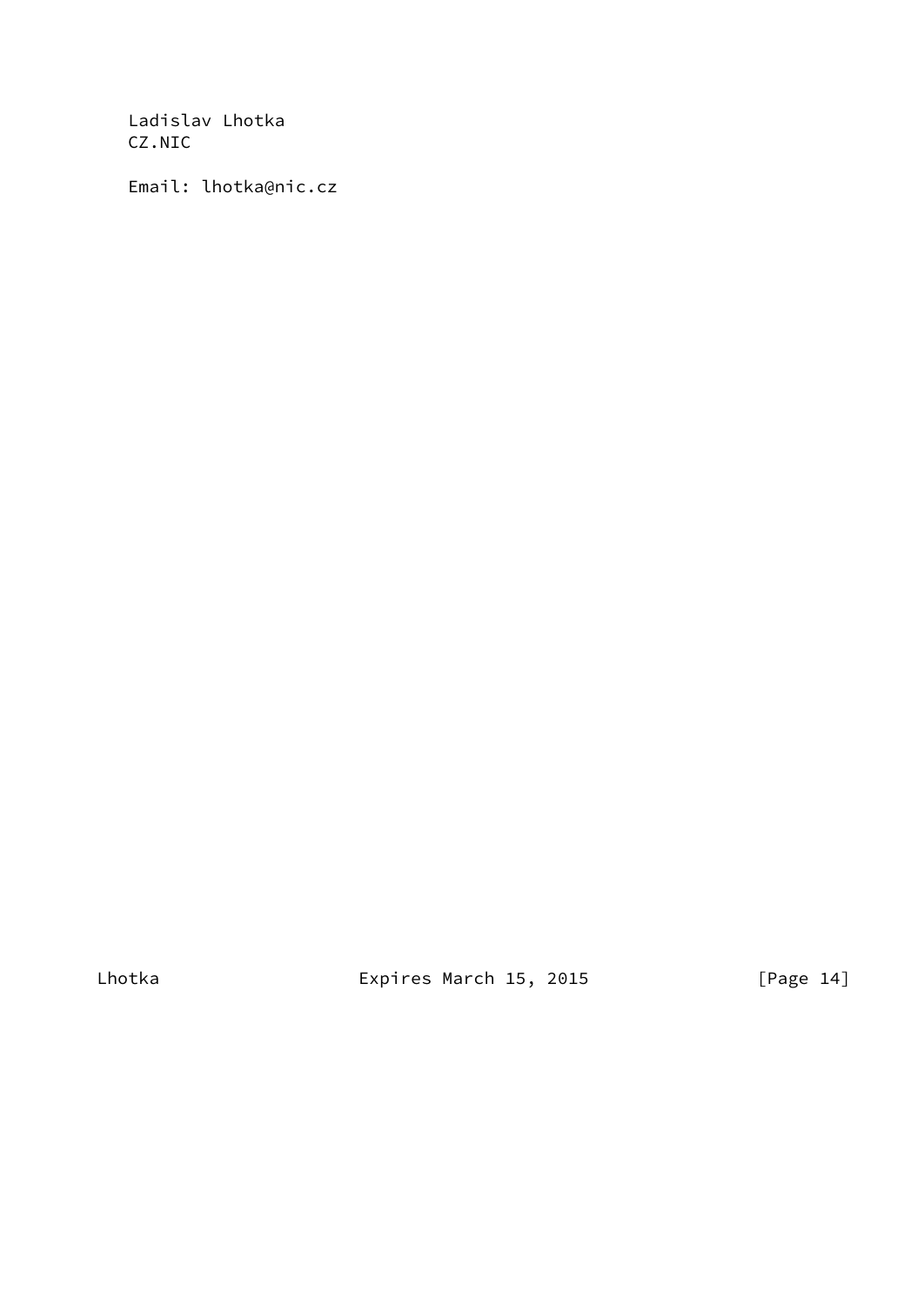Ladislav Lhotka
CZ.NIC

Email: lhotka@nic.cz